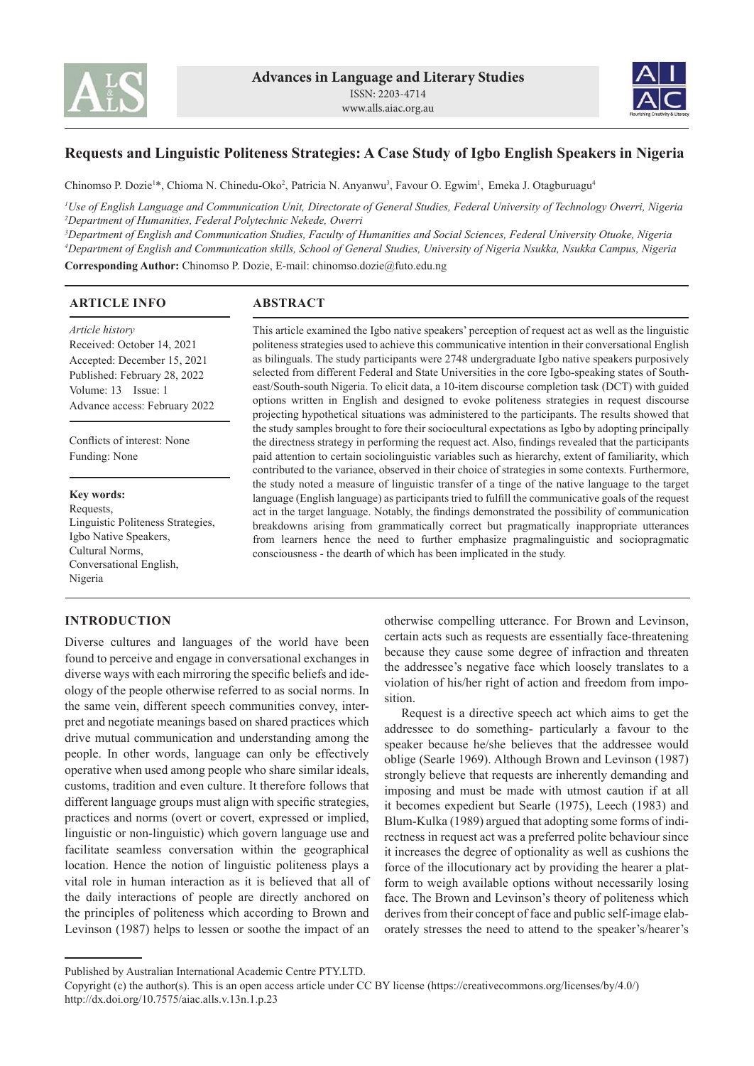# Requests and Linguistic Politeness Strategies: A Case Study of Igbo English Speakers in Nigeria

Chinomso P. Dozie[1]*, Chioma N. Chinedu-Oko[2], Patricia N. Anyanwu[3], Favour O. Egwim[1], Emeka J. Otagburuagu[4]

[1]*Use of English Language and Communication Unit, Directorate of General Studies, Federal University of Technology Owerri, Nigeria*
[2]*Department of Humanities, Federal Polytechnic Nekede, Owerri*
[3]*Department of English and Communication Studies, Faculty of Humanities and Social Sciences, Federal University Otuoke, Nigeria*
[4]*Department of English and Communication skills, School of General Studies, University of Nigeria Nsukka, Nsukka Campus, Nigeria*

**Corresponding Author:** Chinomso P. Dozie, E-mail: chinomso.dozie@futo.edu.ng

## ARTICLE INFO

*Article history*
Received: October 14, 2021
Accepted: December 15, 2021
Published: February 28, 2022
Volume: 13 Issue: 1
Advance access: February 2022

Conflicts of interest: None
Funding: None

**Key words:**
Requests,
Linguistic Politeness Strategies,
Igbo Native Speakers,
Cultural Norms,
Conversational English,
Nigeria

## ABSTRACT

This article examined the Igbo native speakers' perception of request act as well as the linguistic politeness strategies used to achieve this communicative intention in their conversational English as bilinguals. The study participants were 2748 undergraduate Igbo native speakers purposively selected from different Federal and State Universities in the core Igbo-speaking states of South-east/South-south Nigeria. To elicit data, a 10-item discourse completion task (DCT) with guided options written in English and designed to evoke politeness strategies in request discourse projecting hypothetical situations was administered to the participants. The results showed that the study samples brought to fore their sociocultural expectations as Igbo by adopting principally the directness strategy in performing the request act. Also, findings revealed that the participants paid attention to certain sociolinguistic variables such as hierarchy, extent of familiarity, which contributed to the variance, observed in their choice of strategies in some contexts. Furthermore, the study noted a measure of linguistic transfer of a tinge of the native language to the target language (English language) as participants tried to fulfill the communicative goals of the request act in the target language. Notably, the findings demonstrated the possibility of communication breakdowns arising from grammatically correct but pragmatically inappropriate utterances from learners hence the need to further emphasize pragmalinguistic and sociopragmatic consciousness - the dearth of which has been implicated in the study.

## INTRODUCTION

Diverse cultures and languages of the world have been found to perceive and engage in conversational exchanges in diverse ways with each mirroring the specific beliefs and ideology of the people otherwise referred to as social norms. In the same vein, different speech communities convey, interpret and negotiate meanings based on shared practices which drive mutual communication and understanding among the people. In other words, language can only be effectively operative when used among people who share similar ideals, customs, tradition and even culture. It therefore follows that different language groups must align with specific strategies, practices and norms (overt or covert, expressed or implied, linguistic or non-linguistic) which govern language use and facilitate seamless conversation within the geographical location. Hence the notion of linguistic politeness plays a vital role in human interaction as it is believed that all of the daily interactions of people are directly anchored on the principles of politeness which according to Brown and Levinson (1987) helps to lessen or soothe the impact of an otherwise compelling utterance. For Brown and Levinson, certain acts such as requests are essentially face-threatening because they cause some degree of infraction and threaten the addressee's negative face which loosely translates to a violation of his/her right of action and freedom from imposition.

Request is a directive speech act which aims to get the addressee to do something- particularly a favour to the speaker because he/she believes that the addressee would oblige (Searle 1969). Although Brown and Levinson (1987) strongly believe that requests are inherently demanding and imposing and must be made with utmost caution if at all it becomes expedient but Searle (1975), Leech (1983) and Blum-Kulka (1989) argued that adopting some forms of indirectness in request act was a preferred polite behaviour since it increases the degree of optionality as well as cushions the force of the illocutionary act by providing the hearer a platform to weigh available options without necessarily losing face. The Brown and Levinson's theory of politeness which derives from their concept of face and public self-image elaborately stresses the need to attend to the speaker's/hearer's

Published by Australian International Academic Centre PTY.LTD.
Copyright (c) the author(s). This is an open access article under CC BY license (https://creativecommons.org/licenses/by/4.0/)
http://dx.doi.org/10.7575/aiac.alls.v.13n.1.p.23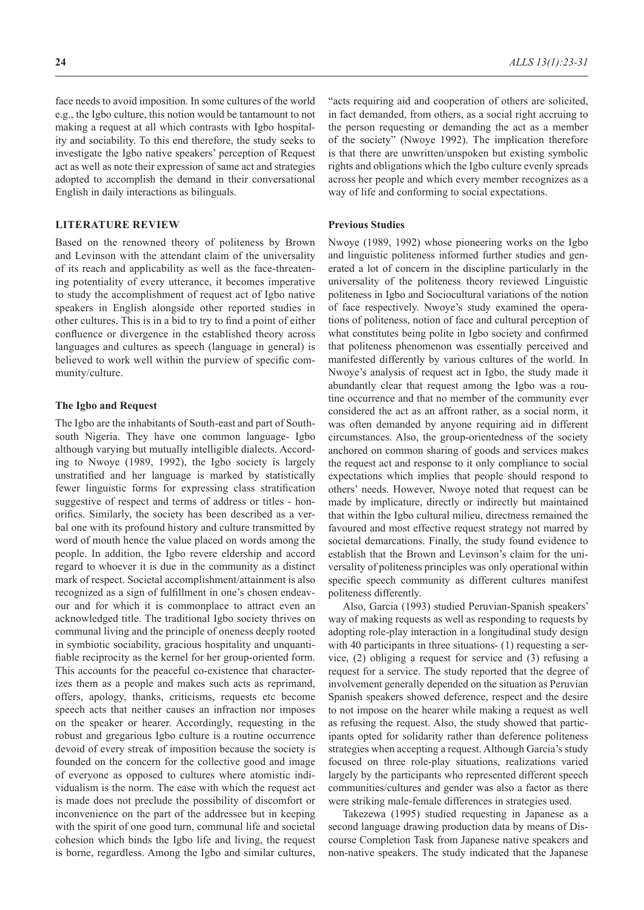face needs to avoid imposition. In some cultures of the world e.g., the Igbo culture, this notion would be tantamount to not making a request at all which contrasts with Igbo hospitality and sociability. To this end therefore, the study seeks to investigate the Igbo native speakers' perception of Request act as well as note their expression of same act and strategies adopted to accomplish the demand in their conversational English in daily interactions as bilinguals.

## LITERATURE REVIEW

Based on the renowned theory of politeness by Brown and Levinson with the attendant claim of the universality of its reach and applicability as well as the face-threatening potentiality of every utterance, it becomes imperative to study the accomplishment of request act of Igbo native speakers in English alongside other reported studies in other cultures. This is in a bid to try to find a point of either confluence or divergence in the established theory across languages and cultures as speech (language in general) is believed to work well within the purview of specific community/culture.

### The Igbo and Request

The Igbo are the inhabitants of South-east and part of South-south Nigeria. They have one common language- Igbo although varying but mutually intelligible dialects. According to Nwoye (1989, 1992), the Igbo society is largely unstratified and her language is marked by statistically fewer linguistic forms for expressing class stratification suggestive of respect and terms of address or titles - honorifics. Similarly, the society has been described as a verbal one with its profound history and culture transmitted by word of mouth hence the value placed on words among the people. In addition, the Igbo revere eldership and accord regard to whoever it is due in the community as a distinct mark of respect. Societal accomplishment/attainment is also recognized as a sign of fulfillment in one's chosen endeavour and for which it is commonplace to attract even an acknowledged title. The traditional Igbo society thrives on communal living and the principle of oneness deeply rooted in symbiotic sociability, gracious hospitality and unquantifiable reciprocity as the kernel for her group-oriented form. This accounts for the peaceful co-existence that characterizes them as a people and makes such acts as reprimand, offers, apology, thanks, criticisms, requests etc become speech acts that neither causes an infraction nor imposes on the speaker or hearer. Accordingly, requesting in the robust and gregarious Igbo culture is a routine occurrence devoid of every streak of imposition because the society is founded on the concern for the collective good and image of everyone as opposed to cultures where atomistic individualism is the norm. The ease with which the request act is made does not preclude the possibility of discomfort or inconvenience on the part of the addressee but in keeping with the spirit of one good turn, communal life and societal cohesion which binds the Igbo life and living, the request is borne, regardless. Among the Igbo and similar cultures, "acts requiring aid and cooperation of others are solicited, in fact demanded, from others, as a social right accruing to the person requesting or demanding the act as a member of the society" (Nwoye 1992). The implication therefore is that there are unwritten/unspoken but existing symbolic rights and obligations which the Igbo culture evenly spreads across her people and which every member recognizes as a way of life and conforming to social expectations.

### Previous Studies

Nwoye (1989, 1992) whose pioneering works on the Igbo and linguistic politeness informed further studies and generated a lot of concern in the discipline particularly in the universality of the politeness theory reviewed Linguistic politeness in Igbo and Sociocultural variations of the notion of face respectively. Nwoye's study examined the operations of politeness, notion of face and cultural perception of what constitutes being polite in Igbo society and confirmed that politeness phenomenon was essentially perceived and manifested differently by various cultures of the world. In Nwoye's analysis of request act in Igbo, the study made it abundantly clear that request among the Igbo was a routine occurrence and that no member of the community ever considered the act as an affront rather, as a social norm, it was often demanded by anyone requiring aid in different circumstances. Also, the group-orientedness of the society anchored on common sharing of goods and services makes the request act and response to it only compliance to social expectations which implies that people should respond to others' needs. However, Nwoye noted that request can be made by implicature, directly or indirectly but maintained that within the Igbo cultural milieu, directness remained the favoured and most effective request strategy not marred by societal demarcations. Finally, the study found evidence to establish that the Brown and Levinson's claim for the universality of politeness principles was only operational within specific speech community as different cultures manifest politeness differently.

Also, Garcia (1993) studied Peruvian-Spanish speakers' way of making requests as well as responding to requests by adopting role-play interaction in a longitudinal study design with 40 participants in three situations- (1) requesting a service, (2) obliging a request for service and (3) refusing a request for a service. The study reported that the degree of involvement generally depended on the situation as Peruvian Spanish speakers showed deference, respect and the desire to not impose on the hearer while making a request as well as refusing the request. Also, the study showed that participants opted for solidarity rather than deference politeness strategies when accepting a request. Although Garcia's study focused on three role-play situations, realizations varied largely by the participants who represented different speech communities/cultures and gender was also a factor as there were striking male-female differences in strategies used.

Takezewa (1995) studied requesting in Japanese as a second language drawing production data by means of Discourse Completion Task from Japanese native speakers and non-native speakers. The study indicated that the Japanese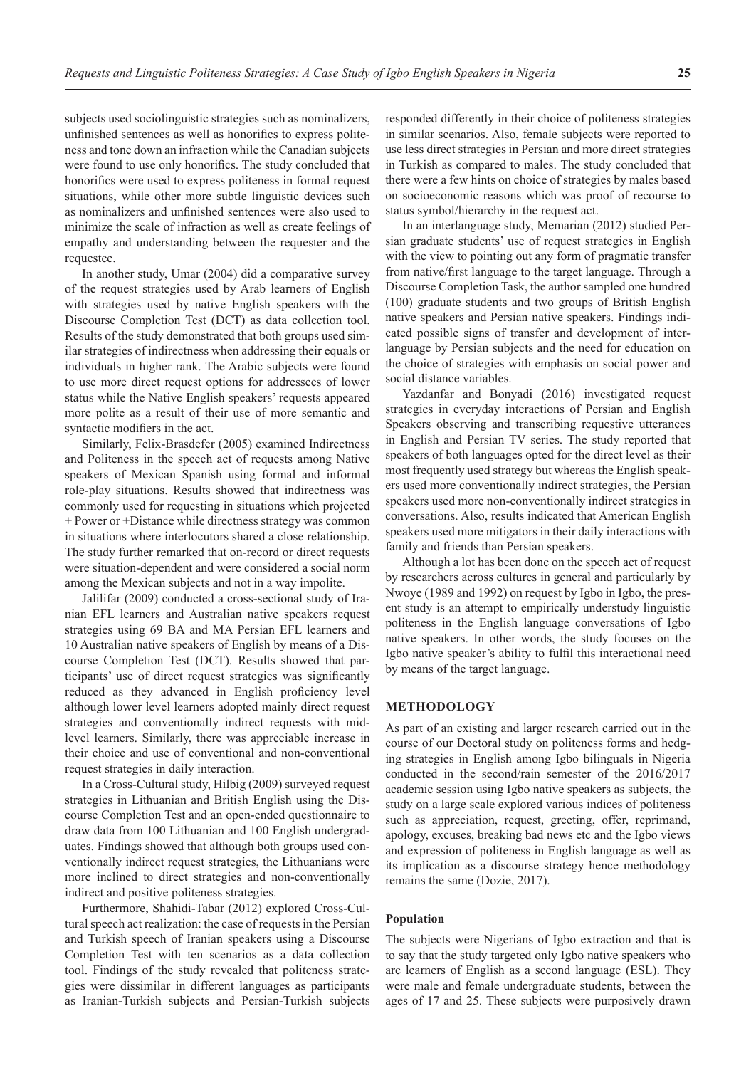subjects used sociolinguistic strategies such as nominalizers, unfinished sentences as well as honorifics to express politeness and tone down an infraction while the Canadian subjects were found to use only honorifics. The study concluded that honorifics were used to express politeness in formal request situations, while other more subtle linguistic devices such as nominalizers and unfinished sentences were also used to minimize the scale of infraction as well as create feelings of empathy and understanding between the requester and the requestee.

In another study, Umar (2004) did a comparative survey of the request strategies used by Arab learners of English with strategies used by native English speakers with the Discourse Completion Test (DCT) as data collection tool. Results of the study demonstrated that both groups used similar strategies of indirectness when addressing their equals or individuals in higher rank. The Arabic subjects were found to use more direct request options for addressees of lower status while the Native English speakers' requests appeared more polite as a result of their use of more semantic and syntactic modifiers in the act.

Similarly, Felix-Brasdefer (2005) examined Indirectness and Politeness in the speech act of requests among Native speakers of Mexican Spanish using formal and informal role-play situations. Results showed that indirectness was commonly used for requesting in situations which projected + Power or +Distance while directness strategy was common in situations where interlocutors shared a close relationship. The study further remarked that on-record or direct requests were situation-dependent and were considered a social norm among the Mexican subjects and not in a way impolite.

Jalilifar (2009) conducted a cross-sectional study of Iranian EFL learners and Australian native speakers request strategies using 69 BA and MA Persian EFL learners and 10 Australian native speakers of English by means of a Discourse Completion Test (DCT). Results showed that participants' use of direct request strategies was significantly reduced as they advanced in English proficiency level although lower level learners adopted mainly direct request strategies and conventionally indirect requests with mid-level learners. Similarly, there was appreciable increase in their choice and use of conventional and non-conventional request strategies in daily interaction.

In a Cross-Cultural study, Hilbig (2009) surveyed request strategies in Lithuanian and British English using the Discourse Completion Test and an open-ended questionnaire to draw data from 100 Lithuanian and 100 English undergraduates. Findings showed that although both groups used conventionally indirect request strategies, the Lithuanians were more inclined to direct strategies and non-conventionally indirect and positive politeness strategies.

Furthermore, Shahidi-Tabar (2012) explored Cross-Cultural speech act realization: the case of requests in the Persian and Turkish speech of Iranian speakers using a Discourse Completion Test with ten scenarios as a data collection tool. Findings of the study revealed that politeness strategies were dissimilar in different languages as participants as Iranian-Turkish subjects and Persian-Turkish subjects responded differently in their choice of politeness strategies in similar scenarios. Also, female subjects were reported to use less direct strategies in Persian and more direct strategies in Turkish as compared to males. The study concluded that there were a few hints on choice of strategies by males based on socioeconomic reasons which was proof of recourse to status symbol/hierarchy in the request act.

In an interlanguage study, Memarian (2012) studied Persian graduate students' use of request strategies in English with the view to pointing out any form of pragmatic transfer from native/first language to the target language. Through a Discourse Completion Task, the author sampled one hundred (100) graduate students and two groups of British English native speakers and Persian native speakers. Findings indicated possible signs of transfer and development of interlanguage by Persian subjects and the need for education on the choice of strategies with emphasis on social power and social distance variables.

Yazdanfar and Bonyadi (2016) investigated request strategies in everyday interactions of Persian and English Speakers observing and transcribing requestive utterances in English and Persian TV series. The study reported that speakers of both languages opted for the direct level as their most frequently used strategy but whereas the English speakers used more conventionally indirect strategies, the Persian speakers used more non-conventionally indirect strategies in conversations. Also, results indicated that American English speakers used more mitigators in their daily interactions with family and friends than Persian speakers.

Although a lot has been done on the speech act of request by researchers across cultures in general and particularly by Nwoye (1989 and 1992) on request by Igbo in Igbo, the present study is an attempt to empirically understudy linguistic politeness in the English language conversations of Igbo native speakers. In other words, the study focuses on the Igbo native speaker's ability to fulfil this interactional need by means of the target language.

## METHODOLOGY

As part of an existing and larger research carried out in the course of our Doctoral study on politeness forms and hedging strategies in English among Igbo bilinguals in Nigeria conducted in the second/rain semester of the 2016/2017 academic session using Igbo native speakers as subjects, the study on a large scale explored various indices of politeness such as appreciation, request, greeting, offer, reprimand, apology, excuses, breaking bad news etc and the Igbo views and expression of politeness in English language as well as its implication as a discourse strategy hence methodology remains the same (Dozie, 2017).

### Population

The subjects were Nigerians of Igbo extraction and that is to say that the study targeted only Igbo native speakers who are learners of English as a second language (ESL). They were male and female undergraduate students, between the ages of 17 and 25. These subjects were purposively drawn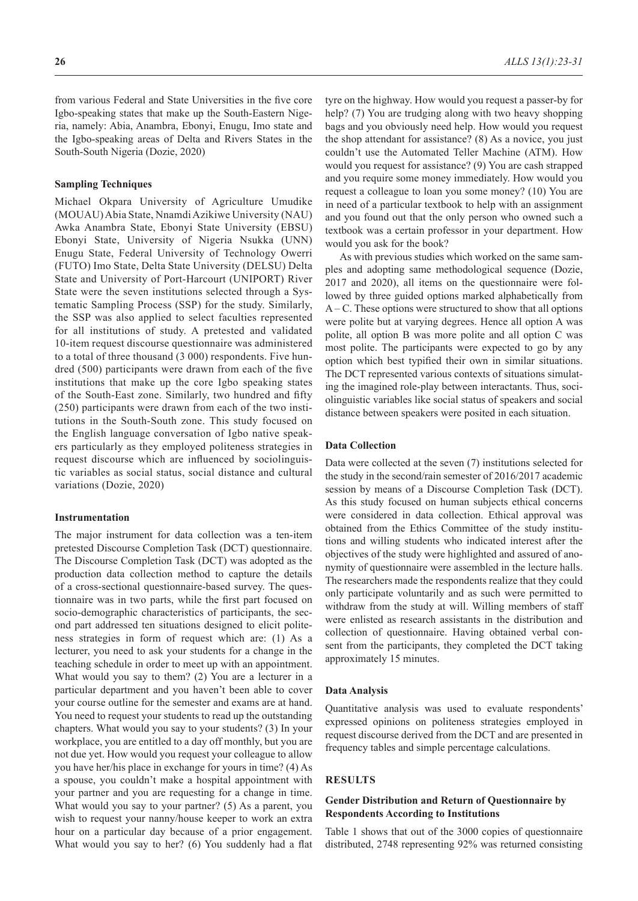from various Federal and State Universities in the five core Igbo-speaking states that make up the South-Eastern Nigeria, namely: Abia, Anambra, Ebonyi, Enugu, Imo state and the Igbo-speaking areas of Delta and Rivers States in the South-South Nigeria (Dozie, 2020)

### Sampling Techniques

Michael Okpara University of Agriculture Umudike (MOUAU) Abia State, Nnamdi Azikiwe University (NAU) Awka Anambra State, Ebonyi State University (EBSU) Ebonyi State, University of Nigeria Nsukka (UNN) Enugu State, Federal University of Technology Owerri (FUTO) Imo State, Delta State University (DELSU) Delta State and University of Port-Harcourt (UNIPORT) River State were the seven institutions selected through a Systematic Sampling Process (SSP) for the study. Similarly, the SSP was also applied to select faculties represented for all institutions of study. A pretested and validated 10-item request discourse questionnaire was administered to a total of three thousand (3 000) respondents. Five hundred (500) participants were drawn from each of the five institutions that make up the core Igbo speaking states of the South-East zone. Similarly, two hundred and fifty (250) participants were drawn from each of the two institutions in the South-South zone. This study focused on the English language conversation of Igbo native speakers particularly as they employed politeness strategies in request discourse which are influenced by sociolinguistic variables as social status, social distance and cultural variations (Dozie, 2020)

### Instrumentation

The major instrument for data collection was a ten-item pretested Discourse Completion Task (DCT) questionnaire. The Discourse Completion Task (DCT) was adopted as the production data collection method to capture the details of a cross-sectional questionnaire-based survey. The questionnaire was in two parts, while the first part focused on socio-demographic characteristics of participants, the second part addressed ten situations designed to elicit politeness strategies in form of request which are: (1) As a lecturer, you need to ask your students for a change in the teaching schedule in order to meet up with an appointment. What would you say to them? (2) You are a lecturer in a particular department and you haven't been able to cover your course outline for the semester and exams are at hand. You need to request your students to read up the outstanding chapters. What would you say to your students? (3) In your workplace, you are entitled to a day off monthly, but you are not due yet. How would you request your colleague to allow you have her/his place in exchange for yours in time? (4) As a spouse, you couldn't make a hospital appointment with your partner and you are requesting for a change in time. What would you say to your partner? (5) As a parent, you wish to request your nanny/house keeper to work an extra hour on a particular day because of a prior engagement. What would you say to her? (6) You suddenly had a flat tyre on the highway. How would you request a passer-by for help? (7) You are trudging along with two heavy shopping bags and you obviously need help. How would you request the shop attendant for assistance? (8) As a novice, you just couldn't use the Automated Teller Machine (ATM). How would you request for assistance? (9) You are cash strapped and you require some money immediately. How would you request a colleague to loan you some money? (10) You are in need of a particular textbook to help with an assignment and you found out that the only person who owned such a textbook was a certain professor in your department. How would you ask for the book?

As with previous studies which worked on the same samples and adopting same methodological sequence (Dozie, 2017 and 2020), all items on the questionnaire were followed by three guided options marked alphabetically from A – C. These options were structured to show that all options were polite but at varying degrees. Hence all option A was polite, all option B was more polite and all option C was most polite. The participants were expected to go by any option which best typified their own in similar situations. The DCT represented various contexts of situations simulating the imagined role-play between interactants. Thus, sociolinguistic variables like social status of speakers and social distance between speakers were posited in each situation.

### Data Collection

Data were collected at the seven (7) institutions selected for the study in the second/rain semester of 2016/2017 academic session by means of a Discourse Completion Task (DCT). As this study focused on human subjects ethical concerns were considered in data collection. Ethical approval was obtained from the Ethics Committee of the study institutions and willing students who indicated interest after the objectives of the study were highlighted and assured of anonymity of questionnaire were assembled in the lecture halls. The researchers made the respondents realize that they could only participate voluntarily and as such were permitted to withdraw from the study at will. Willing members of staff were enlisted as research assistants in the distribution and collection of questionnaire. Having obtained verbal consent from the participants, they completed the DCT taking approximately 15 minutes.

### Data Analysis

Quantitative analysis was used to evaluate respondents' expressed opinions on politeness strategies employed in request discourse derived from the DCT and are presented in frequency tables and simple percentage calculations.

## RESULTS

### Gender Distribution and Return of Questionnaire by Respondents According to Institutions

Table 1 shows that out of the 3000 copies of questionnaire distributed, 2748 representing 92% was returned consisting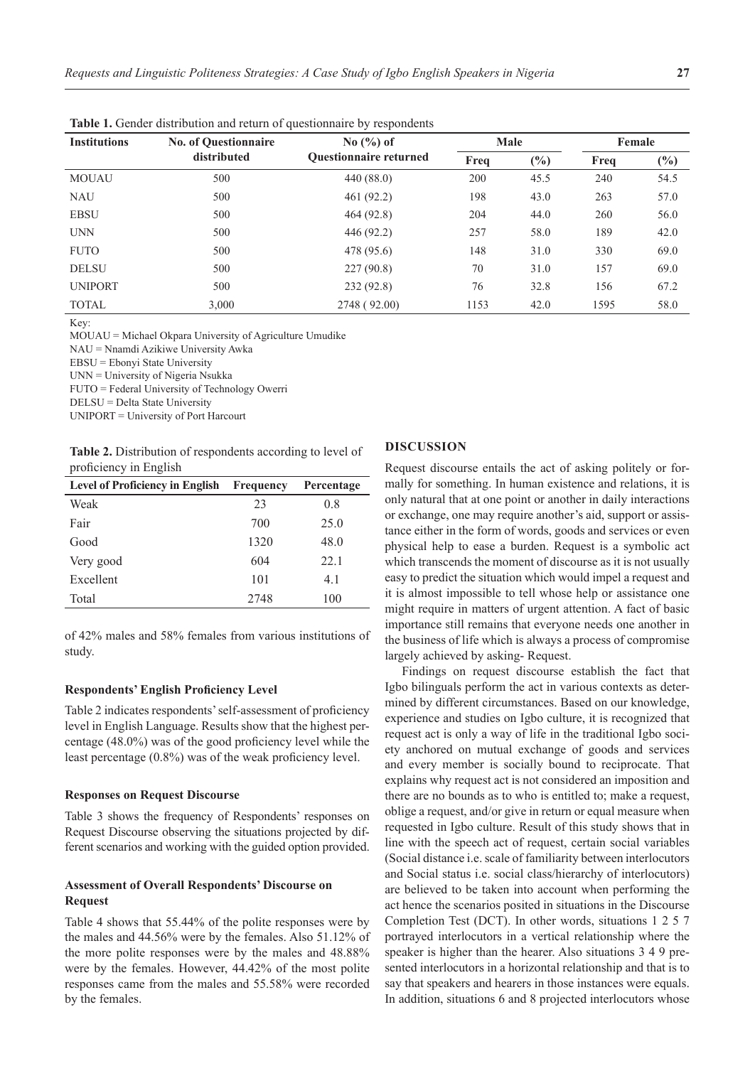**Table 1.** Gender distribution and return of questionnaire by respondents

| Institutions | No. of Questionnaire distributed | No (%) of Questionnaire returned | Male | | Female | |
|---|---|---|---|---|---|---|
| | | | Freq | (%) | Freq | (%) |
| MOUAU | 500 | 440 (88.0) | 200 | 45.5 | 240 | 54.5 |
| NAU | 500 | 461 (92.2) | 198 | 43.0 | 263 | 57.0 |
| EBSU | 500 | 464 (92.8) | 204 | 44.0 | 260 | 56.0 |
| UNN | 500 | 446 (92.2) | 257 | 58.0 | 189 | 42.0 |
| FUTO | 500 | 478 (95.6) | 148 | 31.0 | 330 | 69.0 |
| DELSU | 500 | 227 (90.8) | 70 | 31.0 | 157 | 69.0 |
| UNIPORT | 500 | 232 (92.8) | 76 | 32.8 | 156 | 67.2 |
| TOTAL | 3,000 | 2748 ( 92.00) | 1153 | 42.0 | 1595 | 58.0 |

Key:
MOUAU = Michael Okpara University of Agriculture Umudike
NAU = Nnamdi Azikiwe University Awka
EBSU = Ebonyi State University
UNN = University of Nigeria Nsukka
FUTO = Federal University of Technology Owerri
DELSU = Delta State University
UNIPORT = University of Port Harcourt

**Table 2.** Distribution of respondents according to level of proficiency in English

| Level of Proficiency in English | Frequency | Percentage |
|---|---|---|
| Weak | 23 | 0.8 |
| Fair | 700 | 25.0 |
| Good | 1320 | 48.0 |
| Very good | 604 | 22.1 |
| Excellent | 101 | 4.1 |
| Total | 2748 | 100 |

of 42% males and 58% females from various institutions of study.

### Respondents' English Proficiency Level

Table 2 indicates respondents' self-assessment of proficiency level in English Language. Results show that the highest percentage (48.0%) was of the good proficiency level while the least percentage (0.8%) was of the weak proficiency level.

### Responses on Request Discourse

Table 3 shows the frequency of Respondents' responses on Request Discourse observing the situations projected by different scenarios and working with the guided option provided.

### Assessment of Overall Respondents' Discourse on Request

Table 4 shows that 55.44% of the polite responses were by the males and 44.56% were by the females. Also 51.12% of the more polite responses were by the males and 48.88% were by the females. However, 44.42% of the most polite responses came from the males and 55.58% were recorded by the females.

## DISCUSSION

Request discourse entails the act of asking politely or formally for something. In human existence and relations, it is only natural that at one point or another in daily interactions or exchange, one may require another's aid, support or assistance either in the form of words, goods and services or even physical help to ease a burden. Request is a symbolic act which transcends the moment of discourse as it is not usually easy to predict the situation which would impel a request and it is almost impossible to tell whose help or assistance one might require in matters of urgent attention. A fact of basic importance still remains that everyone needs one another in the business of life which is always a process of compromise largely achieved by asking- Request.

Findings on request discourse establish the fact that Igbo bilinguals perform the act in various contexts as determined by different circumstances. Based on our knowledge, experience and studies on Igbo culture, it is recognized that request act is only a way of life in the traditional Igbo society anchored on mutual exchange of goods and services and every member is socially bound to reciprocate. That explains why request act is not considered an imposition and there are no bounds as to who is entitled to; make a request, oblige a request, and/or give in return or equal measure when requested in Igbo culture. Result of this study shows that in line with the speech act of request, certain social variables (Social distance i.e. scale of familiarity between interlocutors and Social status i.e. social class/hierarchy of interlocutors) are believed to be taken into account when performing the act hence the scenarios posited in situations in the Discourse Completion Test (DCT). In other words, situations 1 2 5 7 portrayed interlocutors in a vertical relationship where the speaker is higher than the hearer. Also situations 3 4 9 presented interlocutors in a horizontal relationship and that is to say that speakers and hearers in those instances were equals. In addition, situations 6 and 8 projected interlocutors whose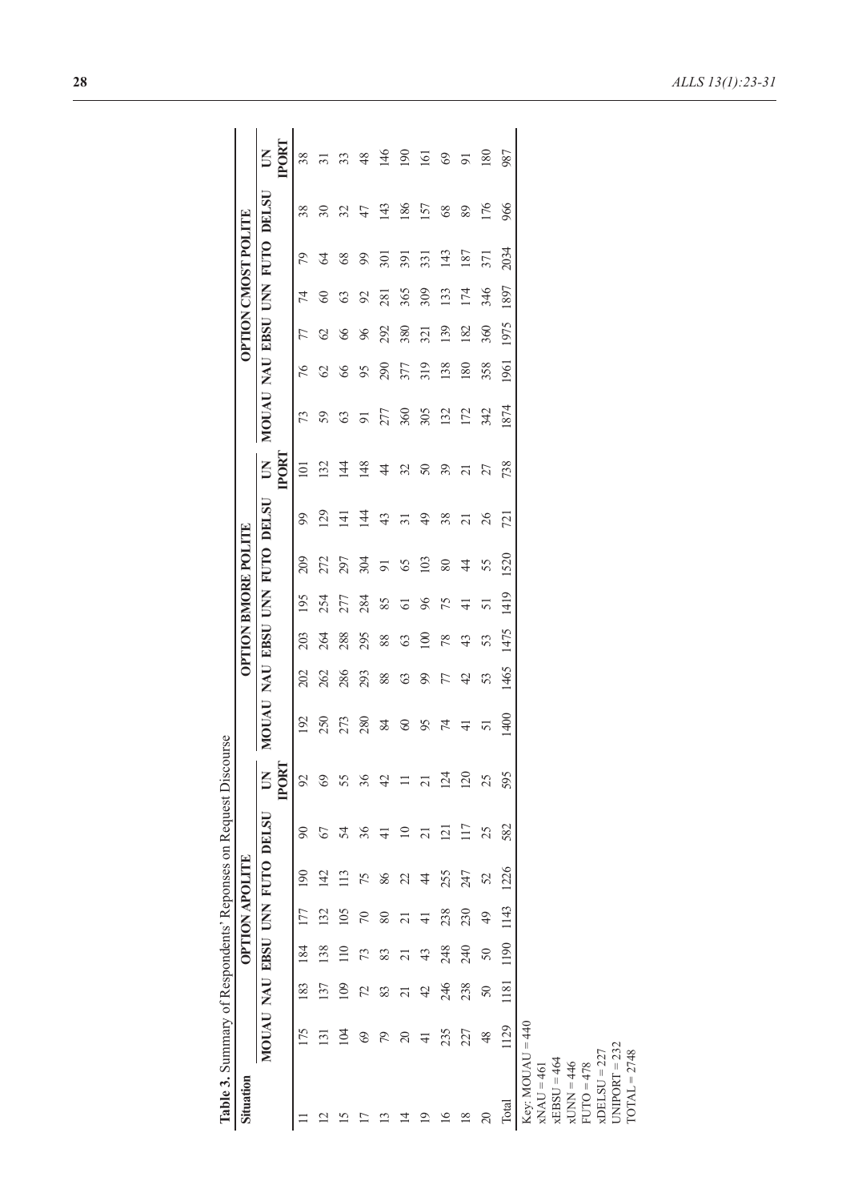**Table 3.** Summary of Respondents' Reponses on Request Discourse

| Situation | OPTION APOLITE | | | | | | | OPTION BMORE POLITE | | | | | | | OPTION CMOST POLITE | | | | | | |
|---|---|---|---|---|---|---|---|---|---|---|---|---|---|---|---|---|---|---|---|---|---|
| | MOUAU | NAU | EBSU | UNN | FUTO | DELSU | UN IPORT | MOUAU | NAU | EBSU | UNN | FUTO | DELSU | UN IPORT | MOUAU | NAU | EBSU | UNN | FUTO | DELSU | UN IPORT |
| 11 | 175 | 183 | 184 | 177 | 190 | 90 | 92 | 192 | 202 | 203 | 195 | 209 | 99 | 101 | 73 | 76 | 77 | 74 | 79 | 38 | 38 |
| 12 | 131 | 137 | 138 | 132 | 142 | 67 | 69 | 250 | 262 | 264 | 254 | 272 | 129 | 132 | 59 | 62 | 62 | 60 | 64 | 30 | 31 |
| 15 | 104 | 109 | 110 | 105 | 113 | 54 | 55 | 273 | 286 | 288 | 277 | 297 | 141 | 144 | 63 | 66 | 66 | 63 | 68 | 32 | 33 |
| 17 | 69 | 72 | 73 | 70 | 75 | 36 | 36 | 280 | 293 | 295 | 284 | 304 | 144 | 148 | 91 | 95 | 96 | 92 | 99 | 47 | 48 |
| 13 | 79 | 83 | 83 | 80 | 86 | 41 | 42 | 84 | 88 | 88 | 85 | 91 | 43 | 44 | 277 | 290 | 292 | 281 | 301 | 143 | 146 |
| 14 | 20 | 21 | 21 | 21 | 22 | 10 | 11 | 60 | 63 | 63 | 61 | 65 | 31 | 32 | 360 | 377 | 380 | 365 | 391 | 186 | 190 |
| 19 | 41 | 42 | 43 | 41 | 44 | 21 | 21 | 95 | 99 | 100 | 96 | 103 | 49 | 50 | 305 | 319 | 321 | 309 | 331 | 157 | 161 |
| 16 | 235 | 246 | 248 | 238 | 255 | 121 | 124 | 74 | 77 | 78 | 75 | 80 | 38 | 39 | 132 | 138 | 139 | 133 | 143 | 68 | 69 |
| 18 | 227 | 238 | 240 | 230 | 247 | 117 | 120 | 41 | 42 | 43 | 41 | 44 | 21 | 21 | 172 | 180 | 182 | 174 | 187 | 89 | 91 |
| 20 | 48 | 50 | 50 | 49 | 52 | 25 | 25 | 51 | 53 | 53 | 51 | 55 | 26 | 27 | 342 | 358 | 360 | 346 | 371 | 176 | 180 |
| Total | 1129 | 1181 | 1190 | 1143 | 1226 | 582 | 595 | 1400 | 1465 | 1475 | 1419 | 1520 | 721 | 738 | 1874 | 1961 | 1975 | 1897 | 2034 | 966 | 987 |

Key: MOUAU = 440
xNAU = 461
xEBSU = 464
xUNN = 446
FUTO = 478
xDELSU = 227
UNIPORT = 232
TOTAL = 2748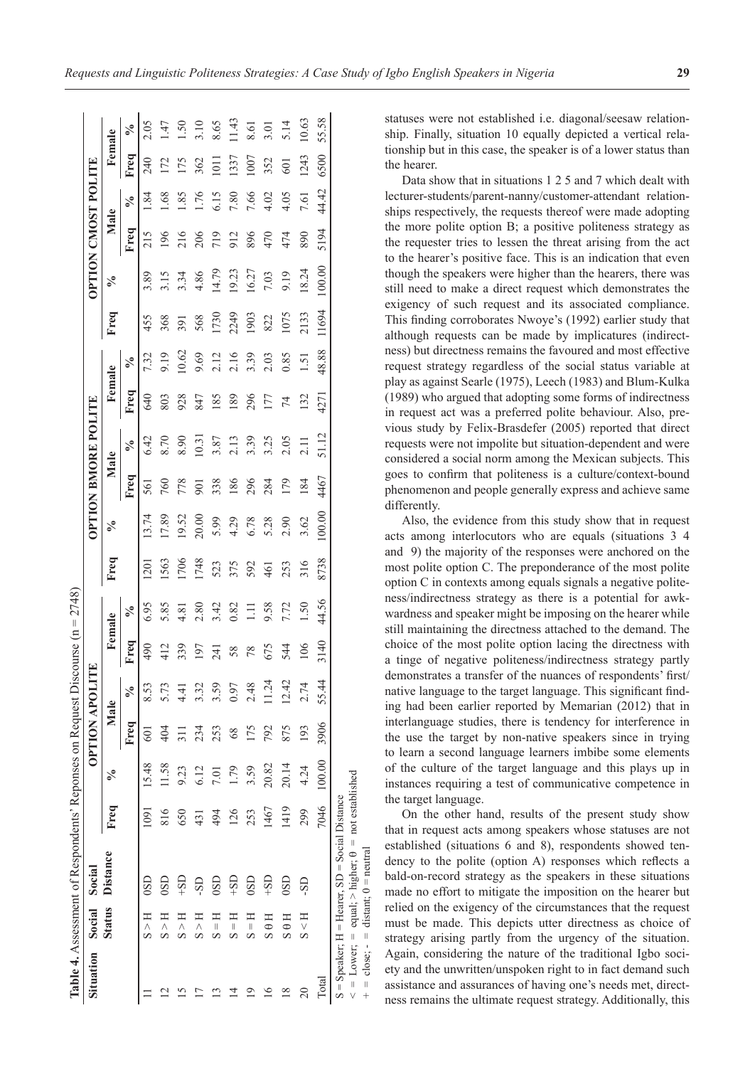**Table 4.** Assessment of Respondents' Reponses on Request Discourse (n = 2748)

| Situation | Social Status | Social Distance | OPTION APOLITE | | | | | | OPTION BMORE POLITE | | | | | | OPTION CMOST POLITE | | | | | |
|---|---|---|---|---|---|---|---|---|---|---|---|---|---|---|---|---|---|---|---|---|
| | | | Freq | % | Male | | Female | | Freq | % | Male | | Female | | Freq | % | Male | | Female | |
| | | | | | Freq | % | Freq | % | | | Freq | % | Freq | % | | | Freq | % | Freq | % |
| 11 | S > H | 0SD | 1091 | 15.48 | 601 | 8.53 | 490 | 6.95 | 1201 | 13.74 | 561 | 6.42 | 640 | 7.32 | 455 | 3.89 | 215 | 1.84 | 240 | 2.05 |
| 12 | S > H | 0SD | 816 | 11.58 | 404 | 5.73 | 412 | 5.85 | 1563 | 17.89 | 760 | 8.70 | 803 | 9.19 | 368 | 3.15 | 196 | 1.68 | 172 | 1.47 |
| 15 | S > H | +SD | 650 | 9.23 | 311 | 4.41 | 339 | 4.81 | 1706 | 19.52 | 778 | 8.90 | 928 | 10.62 | 391 | 3.34 | 216 | 1.85 | 175 | 1.50 |
| 17 | S > H | -SD | 431 | 6.12 | 234 | 3.32 | 197 | 2.80 | 1748 | 20.00 | 901 | 10.31 | 847 | 9.69 | 568 | 4.86 | 206 | 1.76 | 362 | 3.10 |
| 13 | S = H | 0SD | 494 | 7.01 | 253 | 3.59 | 241 | 3.42 | 523 | 5.99 | 338 | 3.87 | 185 | 2.12 | 1730 | 14.79 | 719 | 6.15 | 1011 | 8.65 |
| 14 | S = H | +SD | 126 | 1.79 | 68 | 0.97 | 58 | 0.82 | 375 | 4.29 | 186 | 2.13 | 189 | 2.16 | 2249 | 19.23 | 912 | 7.80 | 1337 | 11.43 |
| 19 | S = H | 0SD | 253 | 3.59 | 175 | 2.48 | 78 | 1.11 | 592 | 6.78 | 296 | 3.39 | 296 | 3.39 | 1903 | 16.27 | 896 | 7.66 | 1007 | 8.61 |
| 16 | S θ H | +SD | 1467 | 20.82 | 792 | 11.24 | 675 | 9.58 | 461 | 5.28 | 284 | 3.25 | 177 | 2.03 | 822 | 7.03 | 470 | 4.02 | 352 | 3.01 |
| 18 | S θ H | 0SD | 1419 | 20.14 | 875 | 12.42 | 544 | 7.72 | 253 | 2.90 | 179 | 2.05 | 74 | 0.85 | 1075 | 9.19 | 474 | 4.05 | 601 | 5.14 |
| 20 | S < H | -SD | 299 | 4.24 | 193 | 2.74 | 106 | 1.50 | 316 | 3.62 | 184 | 2.11 | 132 | 1.51 | 2133 | 18.24 | 890 | 7.61 | 1243 | 10.63 |
| Total | | | 7046 | 100.00 | 3906 | 55.44 | 3140 | 44.56 | 8738 | 100.00 | 4467 | 51.12 | 4271 | 48.88 | 11694 | 100.00 | 5194 | 44.42 | 6500 | 55.58 |

S = Speaker; H = Hearer, SD = Social Distance
< = Lower; = equal; > higher; θ = not established
+ = close; - = distant; 0 = neutral

statuses were not established i.e. diagonal/seesaw relationship. Finally, situation 10 equally depicted a vertical relationship but in this case, the speaker is of a lower status than the hearer.

Data show that in situations 1 2 5 and 7 which dealt with lecturer-students/parent-nanny/customer-attendant relationships respectively, the requests thereof were made adopting the more polite option B; a positive politeness strategy as the requester tries to lessen the threat arising from the act to the hearer's positive face. This is an indication that even though the speakers were higher than the hearers, there was still need to make a direct request which demonstrates the exigency of such request and its associated compliance. This finding corroborates Nwoye's (1992) earlier study that although requests can be made by implicatures (indirectness) but directness remains the favoured and most effective request strategy regardless of the social status variable at play as against Searle (1975), Leech (1983) and Blum-Kulka (1989) who argued that adopting some forms of indirectness in request act was a preferred polite behaviour. Also, previous study by Felix-Brasdefer (2005) reported that direct requests were not impolite but situation-dependent and were considered a social norm among the Mexican subjects. This goes to confirm that politeness is a culture/context-bound phenomenon and people generally express and achieve same differently.

Also, the evidence from this study show that in request acts among interlocutors who are equals (situations 3 4 and 9) the majority of the responses were anchored on the most polite option C. The preponderance of the most polite option C in contexts among equals signals a negative politeness/indirectness strategy as there is a potential for awkwardness and speaker might be imposing on the hearer while still maintaining the directness attached to the demand. The choice of the most polite option lacing the directness with a tinge of negative politeness/indirectness strategy partly demonstrates a transfer of the nuances of respondents' first/native language to the target language. This significant finding had been earlier reported by Memarian (2012) that in interlanguage studies, there is tendency for interference in the use the target by non-native speakers since in trying to learn a second language learners imbibe some elements of the culture of the target language and this plays up in instances requiring a test of communicative competence in the target language.

On the other hand, results of the present study show that in request acts among speakers whose statuses are not established (situations 6 and 8), respondents showed tendency to the polite (option A) responses which reflects a bald-on-record strategy as the speakers in these situations made no effort to mitigate the imposition on the hearer but relied on the exigency of the circumstances that the request must be made. This depicts utter directness as choice of strategy arising partly from the urgency of the situation. Again, considering the nature of the traditional Igbo society and the unwritten/unspoken right to in fact demand such assistance and assurances of having one's needs met, directness remains the ultimate request strategy. Additionally, this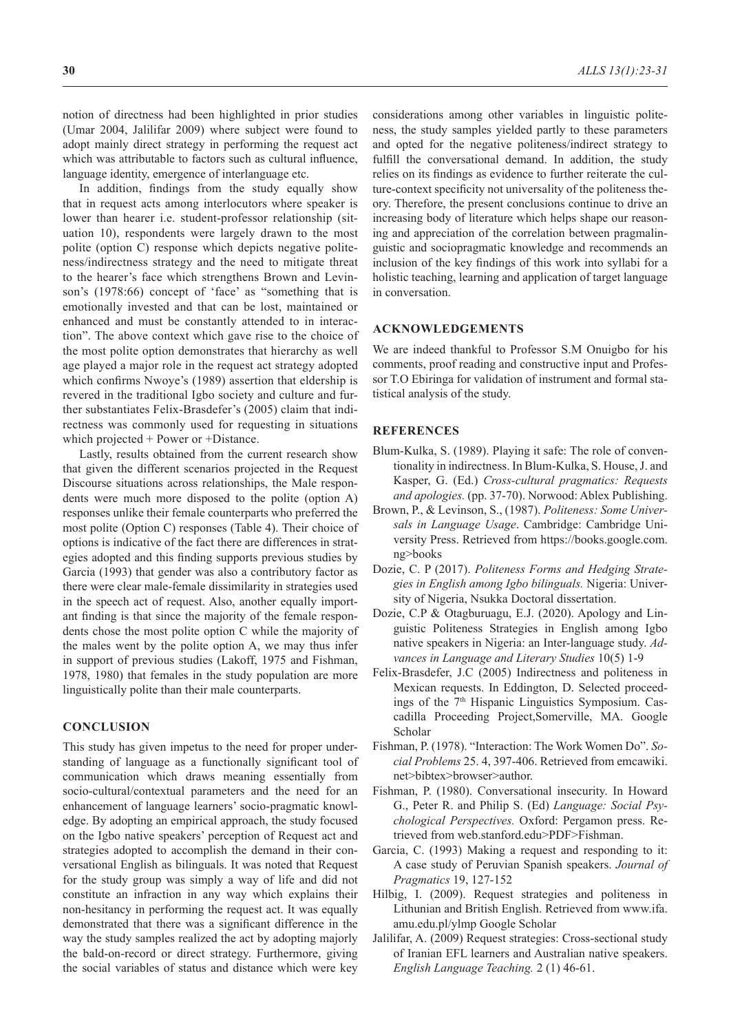notion of directness had been highlighted in prior studies (Umar 2004, Jalilifar 2009) where subject were found to adopt mainly direct strategy in performing the request act which was attributable to factors such as cultural influence, language identity, emergence of interlanguage etc.

In addition, findings from the study equally show that in request acts among interlocutors where speaker is lower than hearer i.e. student-professor relationship (situation 10), respondents were largely drawn to the most polite (option C) response which depicts negative politeness/indirectness strategy and the need to mitigate threat to the hearer's face which strengthens Brown and Levinson's (1978:66) concept of 'face' as "something that is emotionally invested and that can be lost, maintained or enhanced and must be constantly attended to in interaction". The above context which gave rise to the choice of the most polite option demonstrates that hierarchy as well age played a major role in the request act strategy adopted which confirms Nwoye's (1989) assertion that eldership is revered in the traditional Igbo society and culture and further substantiates Felix-Brasdefer's (2005) claim that indirectness was commonly used for requesting in situations which projected + Power or +Distance.

Lastly, results obtained from the current research show that given the different scenarios projected in the Request Discourse situations across relationships, the Male respondents were much more disposed to the polite (option A) responses unlike their female counterparts who preferred the most polite (Option C) responses (Table 4). Their choice of options is indicative of the fact there are differences in strategies adopted and this finding supports previous studies by Garcia (1993) that gender was also a contributory factor as there were clear male-female dissimilarity in strategies used in the speech act of request. Also, another equally important finding is that since the majority of the female respondents chose the most polite option C while the majority of the males went by the polite option A, we may thus infer in support of previous studies (Lakoff, 1975 and Fishman, 1978, 1980) that females in the study population are more linguistically polite than their male counterparts.

## CONCLUSION

This study has given impetus to the need for proper understanding of language as a functionally significant tool of communication which draws meaning essentially from socio-cultural/contextual parameters and the need for an enhancement of language learners' socio-pragmatic knowledge. By adopting an empirical approach, the study focused on the Igbo native speakers' perception of Request act and strategies adopted to accomplish the demand in their conversational English as bilinguals. It was noted that Request for the study group was simply a way of life and did not constitute an infraction in any way which explains their non-hesitancy in performing the request act. It was equally demonstrated that there was a significant difference in the way the study samples realized the act by adopting majorly the bald-on-record or direct strategy. Furthermore, giving the social variables of status and distance which were key considerations among other variables in linguistic politeness, the study samples yielded partly to these parameters and opted for the negative politeness/indirect strategy to fulfill the conversational demand. In addition, the study relies on its findings as evidence to further reiterate the culture-context specificity not universality of the politeness theory. Therefore, the present conclusions continue to drive an increasing body of literature which helps shape our reasoning and appreciation of the correlation between pragmalinguistic and sociopragmatic knowledge and recommends an inclusion of the key findings of this work into syllabi for a holistic teaching, learning and application of target language in conversation.

## ACKNOWLEDGEMENTS

We are indeed thankful to Professor S.M Onuigbo for his comments, proof reading and constructive input and Professor T.O Ebiringa for validation of instrument and formal statistical analysis of the study.

## REFERENCES

Blum-Kulka, S. (1989). Playing it safe: The role of conventionality in indirectness. In Blum-Kulka, S. House, J. and Kasper, G. (Ed.) *Cross-cultural pragmatics: Requests and apologies.* (pp. 37-70). Norwood: Ablex Publishing.

Brown, P., & Levinson, S., (1987). *Politeness: Some Universals in Language Usage*. Cambridge: Cambridge University Press. Retrieved from https://books.google.com.ng>books

Dozie, C. P (2017). *Politeness Forms and Hedging Strategies in English among Igbo bilinguals.* Nigeria: University of Nigeria, Nsukka Doctoral dissertation.

Dozie, C.P & Otagburuagu, E.J. (2020). Apology and Linguistic Politeness Strategies in English among Igbo native speakers in Nigeria: an Inter-language study. *Advances in Language and Literary Studies* 10(5) 1-9

Felix-Brasdefer, J.C (2005) Indirectness and politeness in Mexican requests. In Eddington, D. Selected proceedings of the 7th Hispanic Linguistics Symposium. Cascadilla Proceeding Project,Somerville, MA. Google Scholar

Fishman, P. (1978). "Interaction: The Work Women Do". *Social Problems* 25. 4, 397-406. Retrieved from emcawiki.net>bibtex>browser>author.

Fishman, P. (1980). Conversational insecurity. In Howard G., Peter R. and Philip S. (Ed) *Language: Social Psychological Perspectives.* Oxford: Pergamon press. Retrieved from web.stanford.edu>PDF>Fishman.

Garcia, C. (1993) Making a request and responding to it: A case study of Peruvian Spanish speakers. *Journal of Pragmatics* 19, 127-152

Hilbig, I. (2009). Request strategies and politeness in Lithuanian and British English. Retrieved from www.ifa.amu.edu.pl/ylmp Google Scholar

Jalilifar, A. (2009) Request strategies: Cross-sectional study of Iranian EFL learners and Australian native speakers. *English Language Teaching.* 2 (1) 46-61.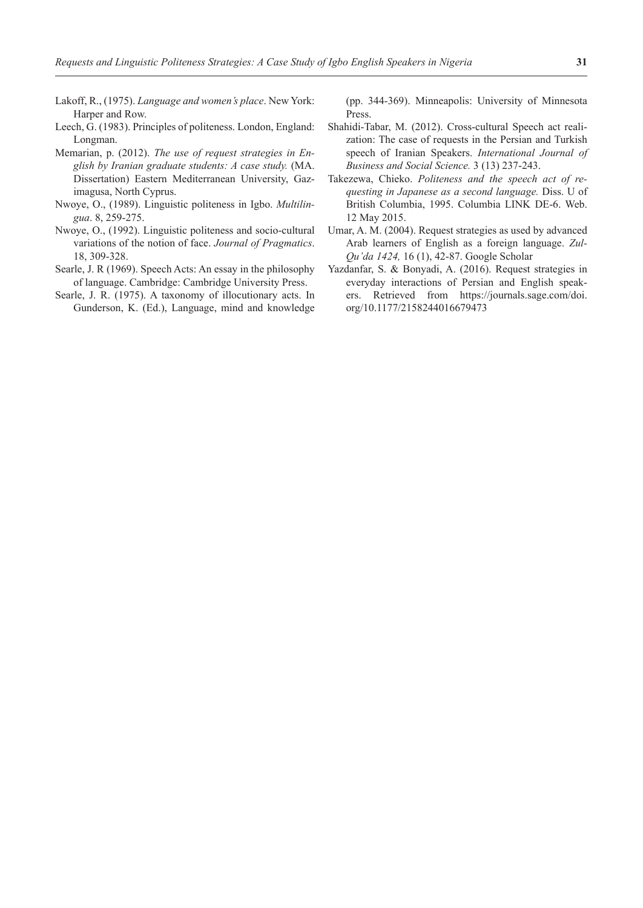Lakoff, R., (1975). *Language and women's place*. New York: Harper and Row.

Leech, G. (1983). Principles of politeness. London, England: Longman.

Memarian, p. (2012). *The use of request strategies in English by Iranian graduate students: A case study.* (MA. Dissertation) Eastern Mediterranean University, Gazimagusa, North Cyprus.

Nwoye, O., (1989). Linguistic politeness in Igbo. *Multilingua*. 8, 259-275.

Nwoye, O., (1992). Linguistic politeness and socio-cultural variations of the notion of face. *Journal of Pragmatics*. 18, 309-328.

Searle, J. R (1969). Speech Acts: An essay in the philosophy of language. Cambridge: Cambridge University Press.

Searle, J. R. (1975). A taxonomy of illocutionary acts. In Gunderson, K. (Ed.), Language, mind and knowledge (pp. 344-369). Minneapolis: University of Minnesota Press.

Shahidi-Tabar, M. (2012). Cross-cultural Speech act realization: The case of requests in the Persian and Turkish speech of Iranian Speakers. *International Journal of Business and Social Science.* 3 (13) 237-243.

Takezewa, Chieko. *Politeness and the speech act of requesting in Japanese as a second language.* Diss. U of British Columbia, 1995. Columbia LINK DE-6. Web. 12 May 2015.

Umar, A. M. (2004). Request strategies as used by advanced Arab learners of English as a foreign language. *Zul-Qu'da 1424,* 16 (1), 42-87. Google Scholar

Yazdanfar, S. & Bonyadi, A. (2016). Request strategies in everyday interactions of Persian and English speakers. Retrieved from https://journals.sage.com/doi.org/10.1177/2158244016679473